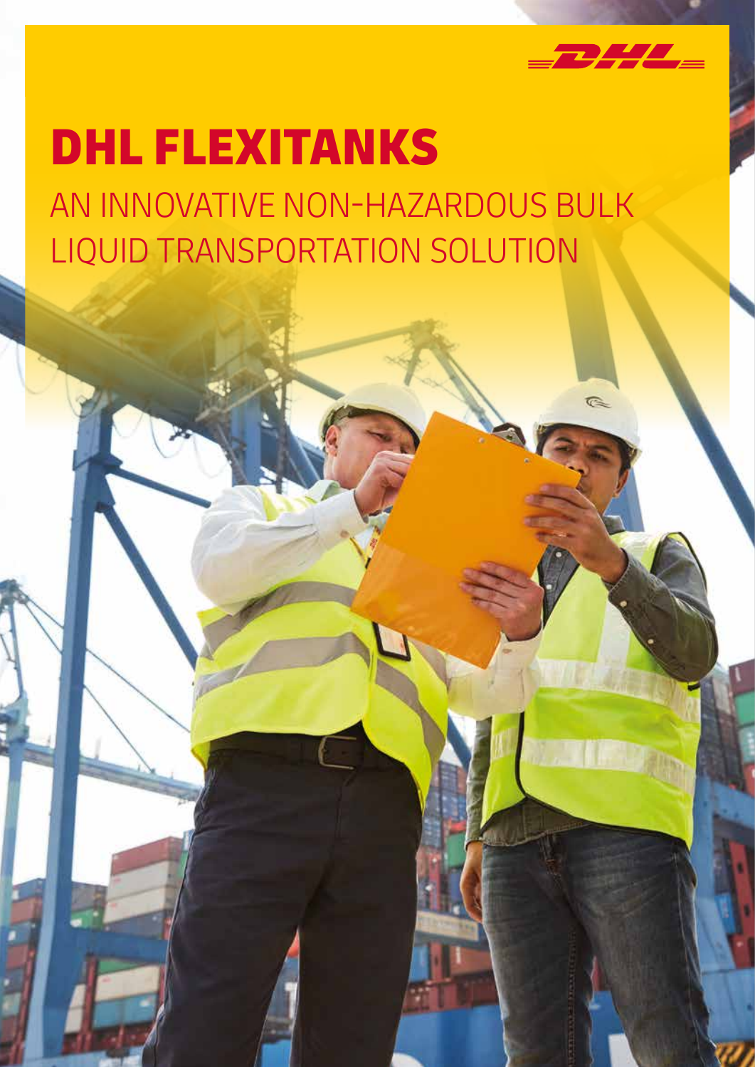# DHL FLEXITANKS

## AN INNOVATIVE NON-HAZARDOUS BULK LIQUID TRANSPORTATION SOLUTION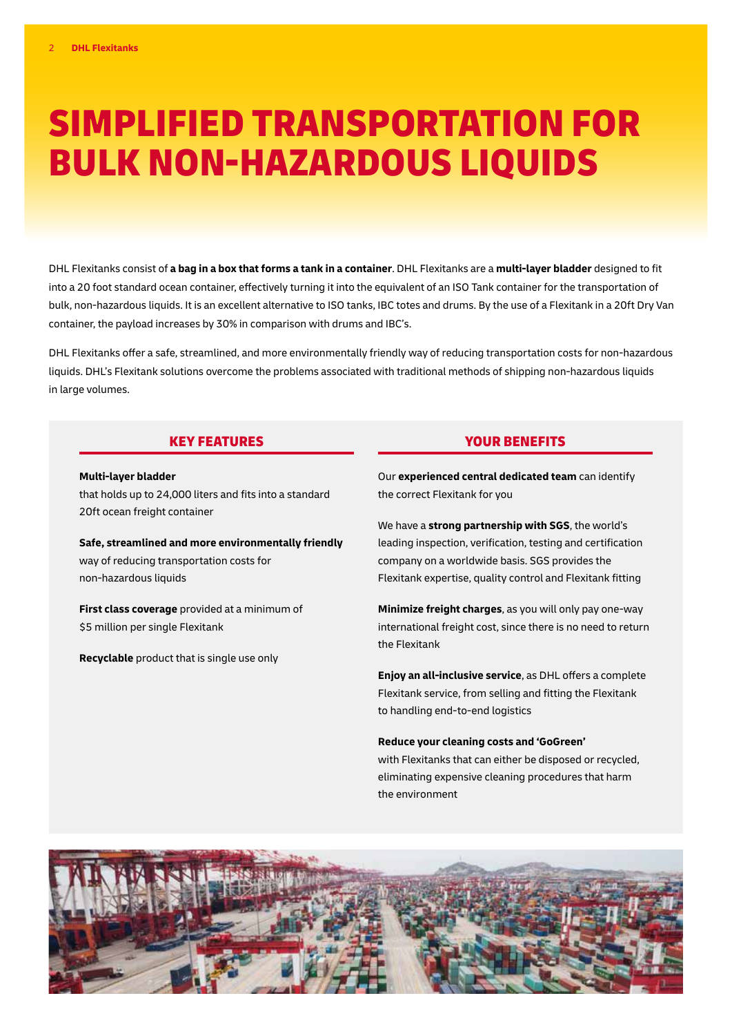# SIMPLIFIED TRANSPORTATION FOR BULK NON-HAZARDOUS LIQUIDS

DHL Flexitanks consist of **a bag in a box that forms a tank in a container**. DHL Flexitanks are a **multi-layer bladder** designed to fit into a 20 foot standard ocean container, effectively turning it into the equivalent of an ISO Tank container for the transportation of bulk, non-hazardous liquids. It is an excellent alternative to ISO tanks, IBC totes and drums. By the use of a Flexitank in a 20ft Dry Van container, the payload increases by 30% in comparison with drums and IBC's.

DHL Flexitanks offer a safe, streamlined, and more environmentally friendly way of reducing transportation costs for non-hazardous liquids. DHL's Flexitank solutions overcome the problems associated with traditional methods of shipping non-hazardous liquids in large volumes.

## KEY FEATURES

**Multi-layer bladder**
that holds up to 24,000 liters and fits into a standard 20ft ocean freight container

**Safe, streamlined and more environmentally friendly** way of reducing transportation costs for non-hazardous liquids

**First class coverage** provided at a minimum of $5 million per single Flexitank

**Recyclable** product that is single use only

## YOUR BENEFITS

Our **experienced central dedicated team** can identify the correct Flexitank for you

We have a **strong partnership with SGS**, the world's leading inspection, verification, testing and certification company on a worldwide basis. SGS provides the Flexitank expertise, quality control and Flexitank fitting

**Minimize freight charges**, as you will only pay one-way international freight cost, since there is no need to return the Flexitank

**Enjoy an all-inclusive service**, as DHL offers a complete Flexitank service, from selling and fitting the Flexitank to handling end-to-end logistics

**Reduce your cleaning costs and 'GoGreen'**
with Flexitanks that can either be disposed or recycled, eliminating expensive cleaning procedures that harm the environment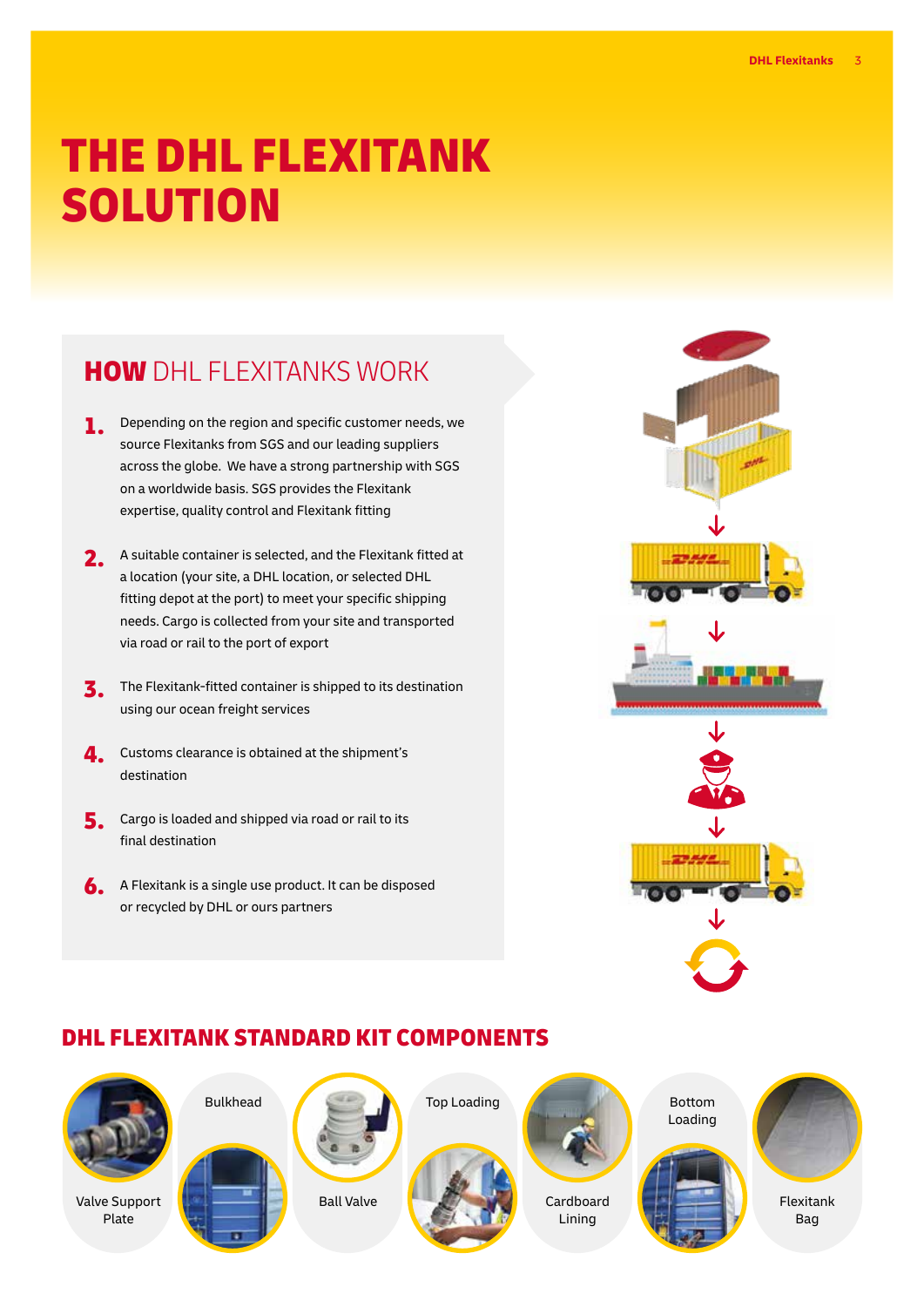# THE DHL FLEXITANK SOLUTION

## **HOW** DHL FLEXITANKS WORK

1. Depending on the region and specific customer needs, we source Flexitanks from SGS and our leading suppliers across the globe. We have a strong partnership with SGS on a worldwide basis. SGS provides the Flexitank expertise, quality control and Flexitank fitting

2. A suitable container is selected, and the Flexitank fitted at a location (your site, a DHL location, or selected DHL fitting depot at the port) to meet your specific shipping needs. Cargo is collected from your site and transported via road or rail to the port of export

3. The Flexitank-fitted container is shipped to its destination using our ocean freight services

4. Customs clearance is obtained at the shipment's destination

5. Cargo is loaded and shipped via road or rail to its final destination

6. A Flexitank is a single use product. It can be disposed or recycled by DHL or ours partners

## DHL FLEXITANK STANDARD KIT COMPONENTS

- Valve Support Plate
- Bulkhead
- Ball Valve
- Top Loading
- Cardboard Lining
- Bottom Loading
- Flexitank Bag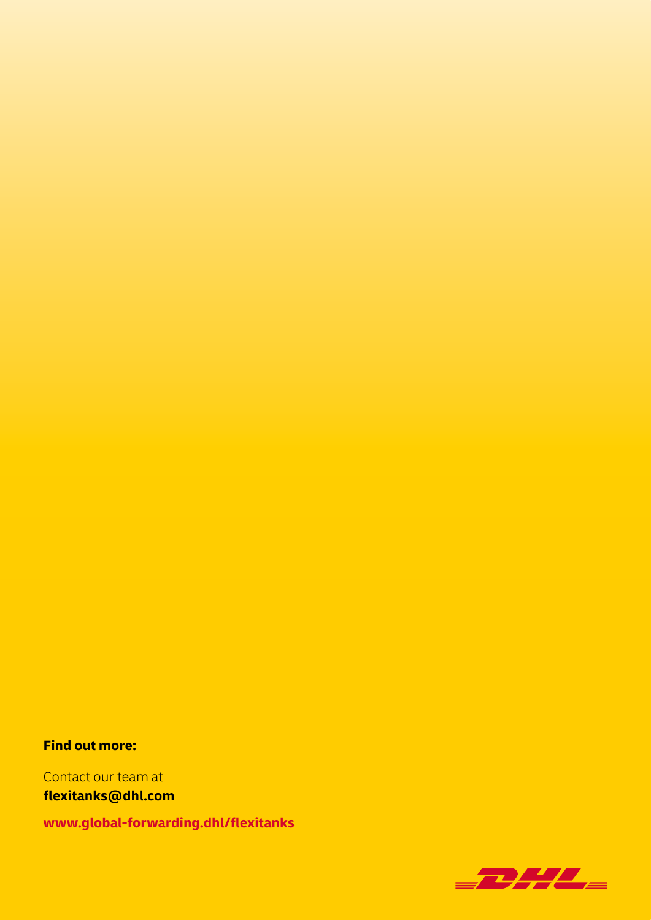**Find out more:**

Contact our team at
**flexitanks@dhl.com**

**www.global-forwarding.dhl/flexitanks**